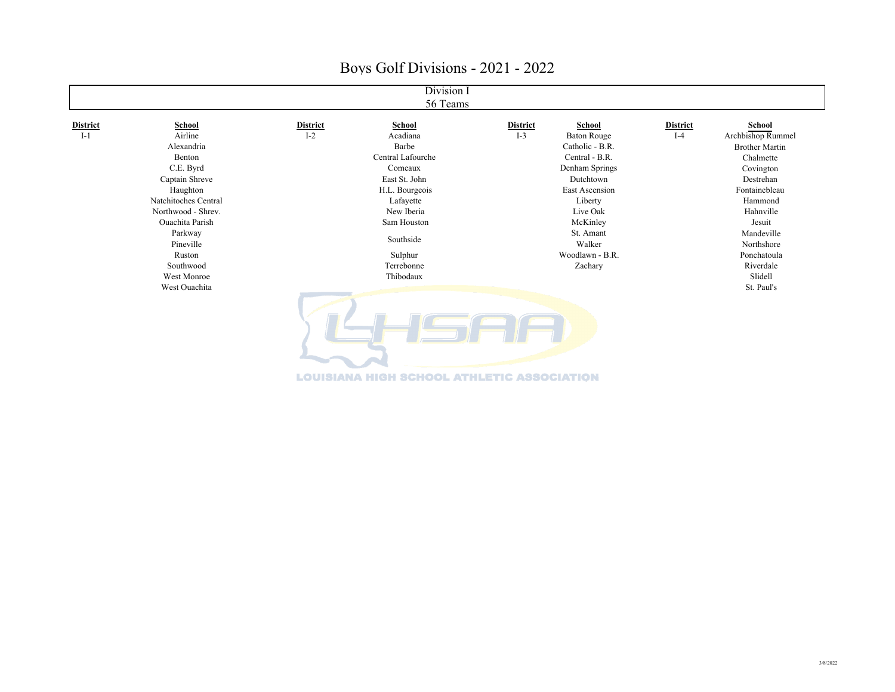# Boys Golf Divisions - 2021 - 2022

## Division I
### 56 Teams

| District | School | District | School | District | School | District | School |
|---|---|---|---|---|---|---|---|
| I-1 | Airline | I-2 | Acadiana | I-3 | Baton Rouge | I-4 | Archbishop Rummel |
| | Alexandria | | Barbe | | Catholic - B.R. | | Brother Martin |
| | Benton | | Central Lafourche | | Central - B.R. | | Chalmette |
| | C.E. Byrd | | Comeaux | | Denham Springs | | Covington |
| | Captain Shreve | | East St. John | | Dutchtown | | Destrehan |
| | Haughton | | H.L. Bourgeois | | East Ascension | | Fontainebleau |
| | Natchitoches Central | | Lafayette | | Liberty | | Hammond |
| | Northwood - Shrev. | | New Iberia | | Live Oak | | Hahnville |
| | Ouachita Parish | | Sam Houston | | McKinley | | Jesuit |
| | Parkway | | Southside | | St. Amant | | Mandeville |
| | Pineville | | | | Walker | | Northshore |
| | Ruston | | Sulphur | | Woodlawn - B.R. | | Ponchatoula |
| | Southwood | | Terrebonne | | Zachary | | Riverdale |
| | West Monroe | | Thibodaux | | | | Slidell |
| | West Ouachita | | | | | | St. Paul's |

LOUISIANA HIGH SCHOOL ATHLETIC ASSOCIATION

3/8/2022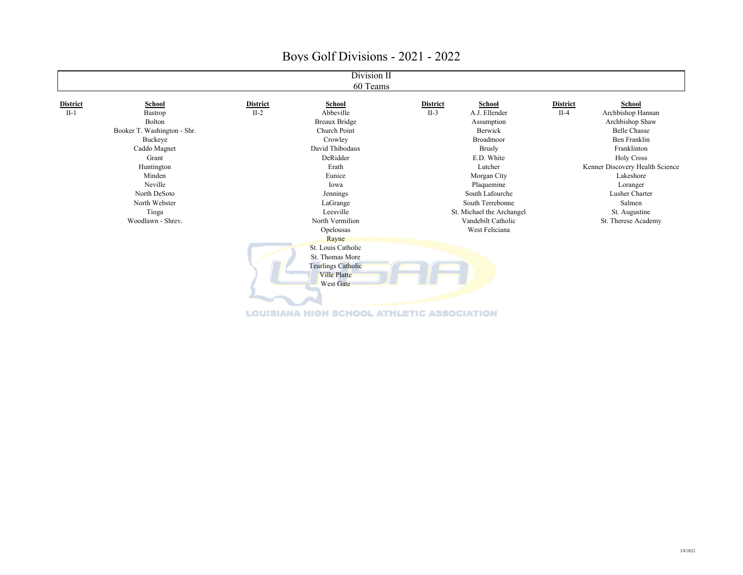# Boys Golf Divisions - 2021 - 2022

## Division II
60 Teams

| District | School | District | School | District | School | District | School |
|---|---|---|---|---|---|---|---|
| II-1 | Bastrop | II-2 | Abbeville | II-3 | A.J. Ellender | II-4 | Archbishop Hannan |
| | Bolton | | Breaux Bridge | | Assumption | | Archbishop Shaw |
| | Booker T. Washington - Shr. | | Church Point | | Berwick | | Belle Chasse |
| | Buckeye | | Crowley | | Broadmoor | | Ben Franklin |
| | Caddo Magnet | | David Thibodaux | | Brusly | | Franklinton |
| | Grant | | DeRidder | | E.D. White | | Holy Cross |
| | Huntington | | Erath | | Lutcher | | Kenner Discovery Health Science |
| | Minden | | Eunice | | Morgan City | | Lakeshore |
| | Neville | | Iowa | | Plaquemine | | Loranger |
| | North DeSoto | | Jennings | | South Lafourche | | Lusher Charter |
| | North Webster | | LaGrange | | South Terrebonne | | Salmen |
| | Tioga | | Leesville | | St. Michael the Archangel | | St. Augustine |
| | Woodlawn - Shrev. | | North Vermilion | | Vandebilt Catholic | | St. Therese Academy |
| | | | Opelousas | | West Feliciana | | |
| | | | Rayne | | | | |
| | | | St. Louis Catholic | | | | |
| | | | St. Thomas More | | | | |
| | | | Teurlings Catholic | | | | |
| | | | Ville Platte | | | | |
| | | | West Gate | | | | |

3/8/2022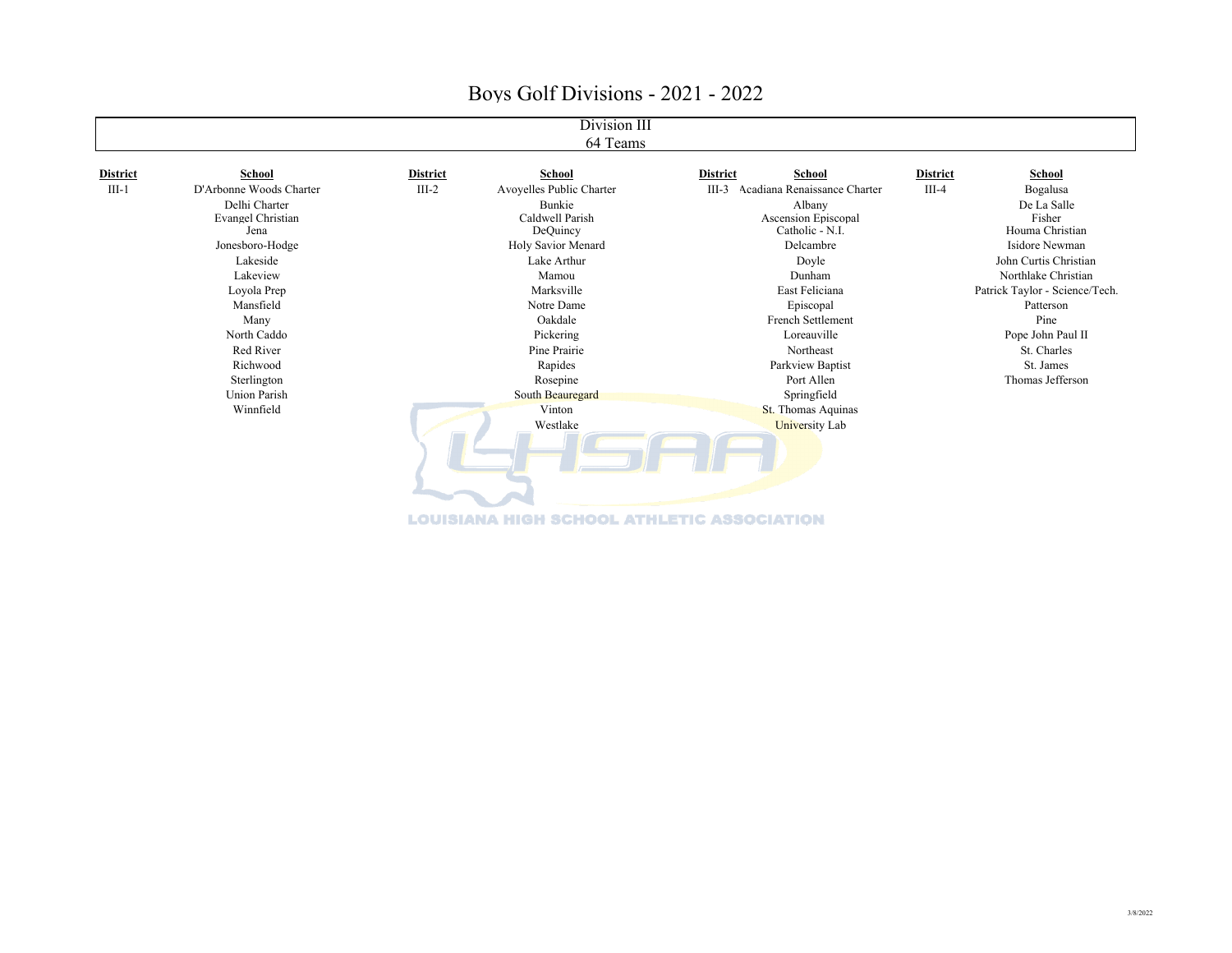# Boys Golf Divisions - 2021 - 2022

## Division III
64 Teams

| District | School | District | School | District | School | District | School |
|---|---|---|---|---|---|---|---|
| III-1 | D'Arbonne Woods Charter | III-2 | Avoyelles Public Charter | III-3 | Acadiana Renaissance Charter | III-4 | Bogalusa |
| | Delhi Charter | | Bunkie | | Albany | | De La Salle |
| | Evangel Christian | | Caldwell Parish | | Ascension Episcopal | | Fisher |
| | Jena | | DeQuincy | | Catholic - N.I. | | Houma Christian |
| | Jonesboro-Hodge | | Holy Savior Menard | | Delcambre | | Isidore Newman |
| | Lakeside | | Lake Arthur | | Doyle | | John Curtis Christian |
| | Lakeview | | Mamou | | Dunham | | Northlake Christian |
| | Loyola Prep | | Marksville | | East Feliciana | | Patrick Taylor - Science/Tech. |
| | Mansfield | | Notre Dame | | Episcopal | | Patterson |
| | Many | | Oakdale | | French Settlement | | Pine |
| | North Caddo | | Pickering | | Loreauville | | Pope John Paul II |
| | Red River | | Pine Prairie | | Northeast | | St. Charles |
| | Richwood | | Rapides | | Parkview Baptist | | St. James |
| | Sterlington | | Rosepine | | Port Allen | | Thomas Jefferson |
| | Union Parish | | South Beauregard | | Springfield | | |
| | Winnfield | | Vinton | | St. Thomas Aquinas | | |
| | | | Westlake | | University Lab | | |

3/8/2022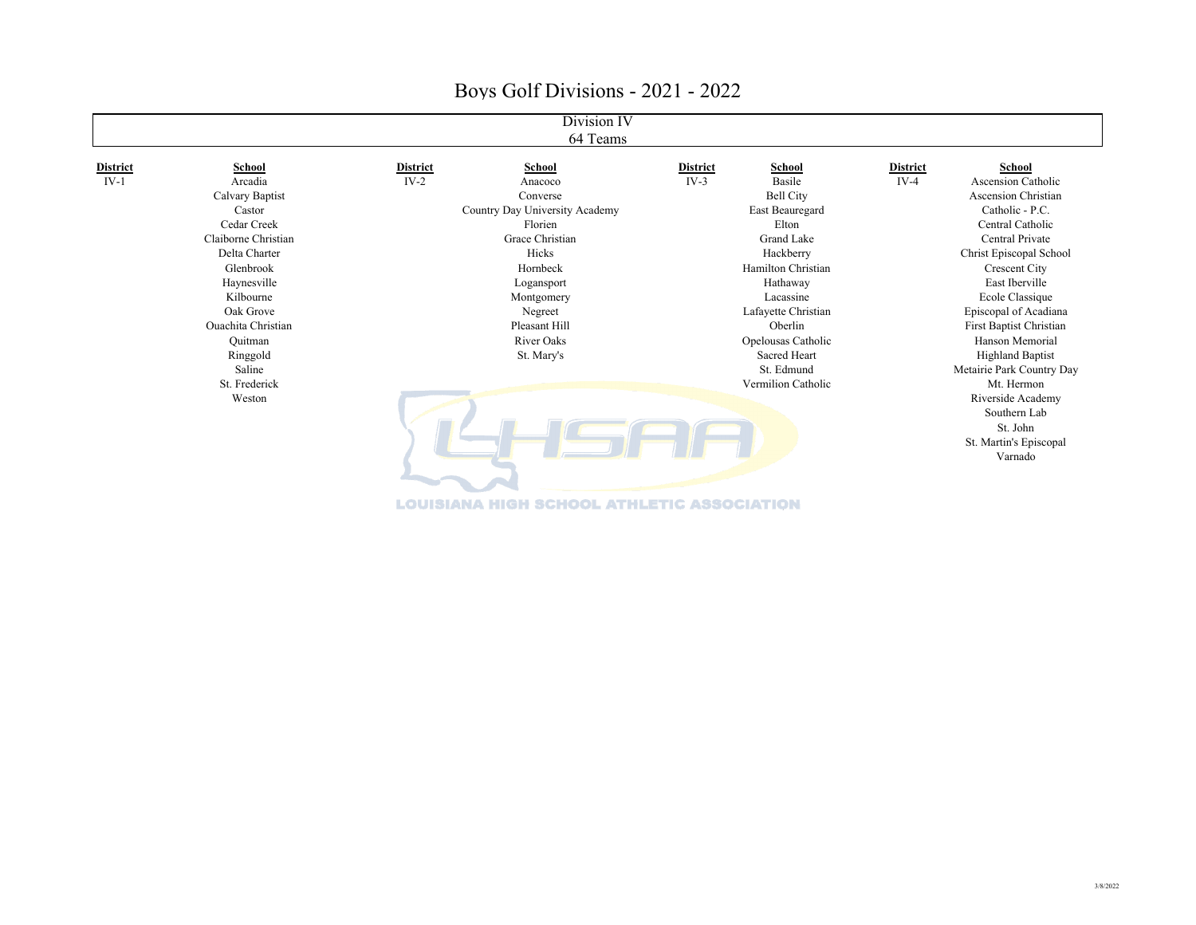# Boys Golf Divisions - 2021 - 2022

## Division IV
64 Teams

| District | School | District | School | District | School | District | School |
|---|---|---|---|---|---|---|---|
| IV-1 | Arcadia | IV-2 | Anacoco | IV-3 | Basile | IV-4 | Ascension Catholic |
| | Calvary Baptist | | Converse | | Bell City | | Ascension Christian |
| | Castor | | Country Day University Academy | | East Beauregard | | Catholic - P.C. |
| | Cedar Creek | | Florien | | Elton | | Central Catholic |
| | Claiborne Christian | | Grace Christian | | Grand Lake | | Central Private |
| | Delta Charter | | Hicks | | Hackberry | | Christ Episcopal School |
| | Glenbrook | | Hornbeck | | Hamilton Christian | | Crescent City |
| | Haynesville | | Logansport | | Hathaway | | East Iberville |
| | Kilbourne | | Montgomery | | Lacassine | | Ecole Classique |
| | Oak Grove | | Negreet | | Lafayette Christian | | Episcopal of Acadiana |
| | Ouachita Christian | | Pleasant Hill | | Oberlin | | First Baptist Christian |
| | Quitman | | River Oaks | | Opelousas Catholic | | Hanson Memorial |
| | Ringgold | | St. Mary's | | Sacred Heart | | Highland Baptist |
| | Saline | | | | St. Edmund | | Metairie Park Country Day |
| | St. Frederick | | | | Vermilion Catholic | | Mt. Hermon |
| | Weston | | | | | | Riverside Academy |
| | | | | | | | Southern Lab |
| | | | | | | | St. John |
| | | | | | | | St. Martin's Episcopal |
| | | | | | | | Varnado |

3/8/2022